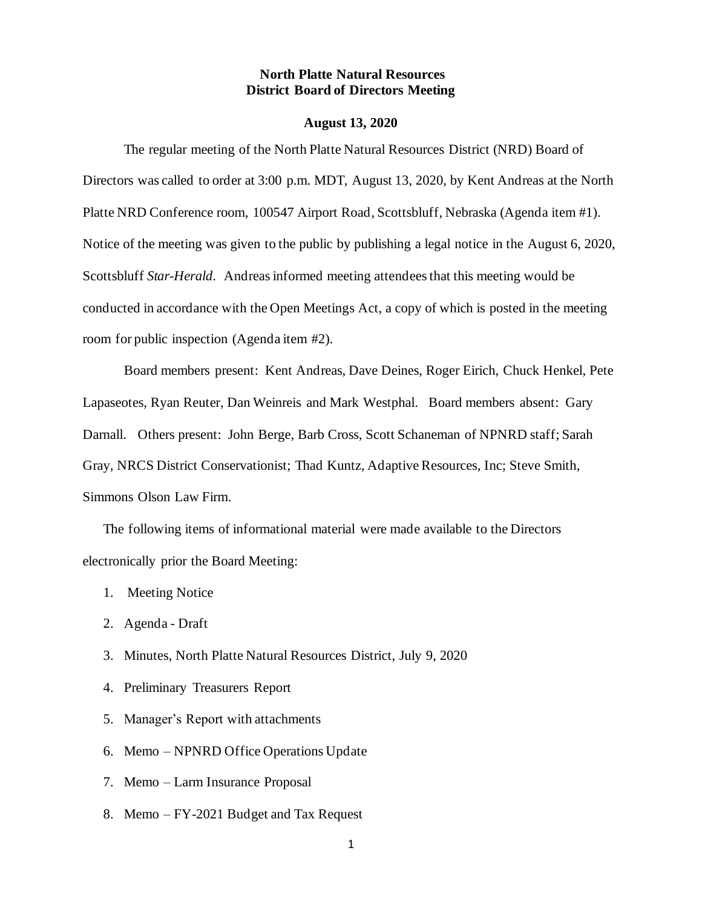**North Platte Natural Resources District Board of Directors Meeting**

**August 13, 2020**

The regular meeting of the North Platte Natural Resources District (NRD) Board of Directors was called to order at 3:00 p.m. MDT, August 13, 2020, by Kent Andreas at the North Platte NRD Conference room, 100547 Airport Road, Scottsbluff, Nebraska (Agenda item #1). Notice of the meeting was given to the public by publishing a legal notice in the August 6, 2020, Scottsbluff *Star-Herald*. Andreas informed meeting attendees that this meeting would be conducted in accordance with the Open Meetings Act, a copy of which is posted in the meeting room for public inspection (Agenda item #2).

Board members present: Kent Andreas, Dave Deines, Roger Eirich, Chuck Henkel, Pete Lapaseotes, Ryan Reuter, Dan Weinreis and Mark Westphal. Board members absent: Gary Darnall. Others present: John Berge, Barb Cross, Scott Schaneman of NPNRD staff; Sarah Gray, NRCS District Conservationist; Thad Kuntz, Adaptive Resources, Inc; Steve Smith, Simmons Olson Law Firm.

The following items of informational material were made available to the Directors electronically prior the Board Meeting:

1. Meeting Notice
2. Agenda - Draft
3. Minutes, North Platte Natural Resources District, July 9, 2020
4. Preliminary Treasurers Report
5. Manager's Report with attachments
6. Memo – NPNRD Office Operations Update
7. Memo – Larm Insurance Proposal
8. Memo – FY-2021 Budget and Tax Request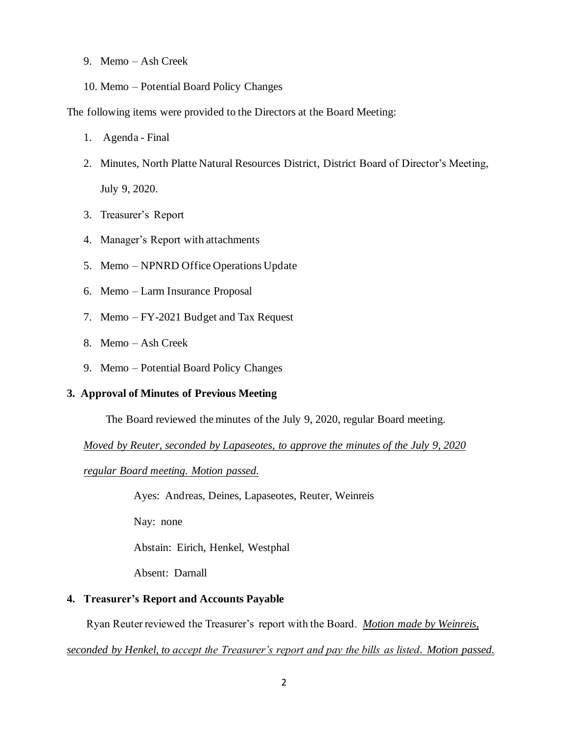9. Memo – Ash Creek
10. Memo – Potential Board Policy Changes

The following items were provided to the Directors at the Board Meeting:

1. Agenda - Final
2. Minutes, North Platte Natural Resources District, District Board of Director's Meeting, July 9, 2020.
3. Treasurer's Report
4. Manager's Report with attachments
5. Memo – NPNRD Office Operations Update
6. Memo – Larm Insurance Proposal
7. Memo – FY-2021 Budget and Tax Request
8. Memo – Ash Creek
9. Memo – Potential Board Policy Changes

**3. Approval of Minutes of Previous Meeting**

The Board reviewed the minutes of the July 9, 2020, regular Board meeting.

*Moved by Reuter, seconded by Lapaseotes, to approve the minutes of the July 9, 2020 regular Board meeting. Motion passed.*

Ayes: Andreas, Deines, Lapaseotes, Reuter, Weinreis

Nay: none

Abstain: Eirich, Henkel, Westphal

Absent: Darnall

**4. Treasurer's Report and Accounts Payable**

Ryan Reuter reviewed the Treasurer's report with the Board. *Motion made by Weinreis, seconded by Henkel, to accept the Treasurer's report and pay the bills as listed. Motion passed.*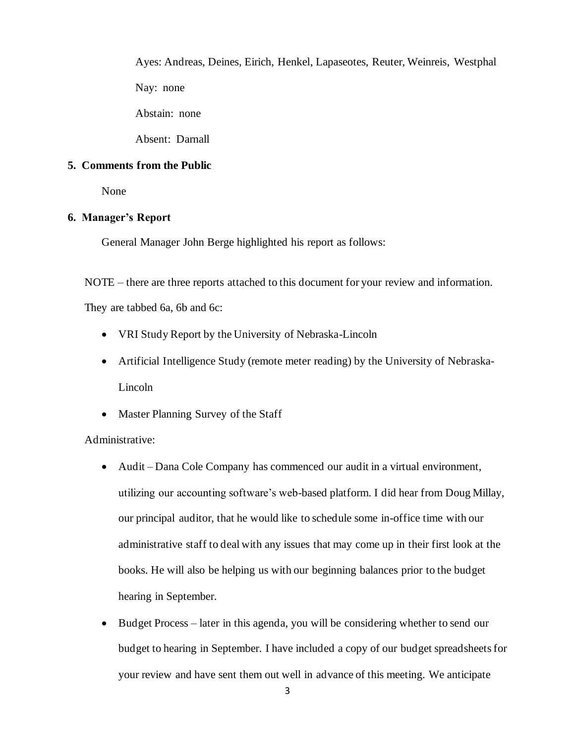Ayes: Andreas, Deines, Eirich, Henkel, Lapaseotes, Reuter, Weinreis, Westphal

Nay: none

Abstain: none

Absent: Darnall

**5. Comments from the Public**

None

**6. Manager's Report**

General Manager John Berge highlighted his report as follows:

NOTE – there are three reports attached to this document for your review and information. They are tabbed 6a, 6b and 6c:

- VRI Study Report by the University of Nebraska-Lincoln
- Artificial Intelligence Study (remote meter reading) by the University of Nebraska-Lincoln
- Master Planning Survey of the Staff

Administrative:

- Audit – Dana Cole Company has commenced our audit in a virtual environment, utilizing our accounting software's web-based platform. I did hear from Doug Millay, our principal auditor, that he would like to schedule some in-office time with our administrative staff to deal with any issues that may come up in their first look at the books. He will also be helping us with our beginning balances prior to the budget hearing in September.
- Budget Process – later in this agenda, you will be considering whether to send our budget to hearing in September. I have included a copy of our budget spreadsheets for your review and have sent them out well in advance of this meeting. We anticipate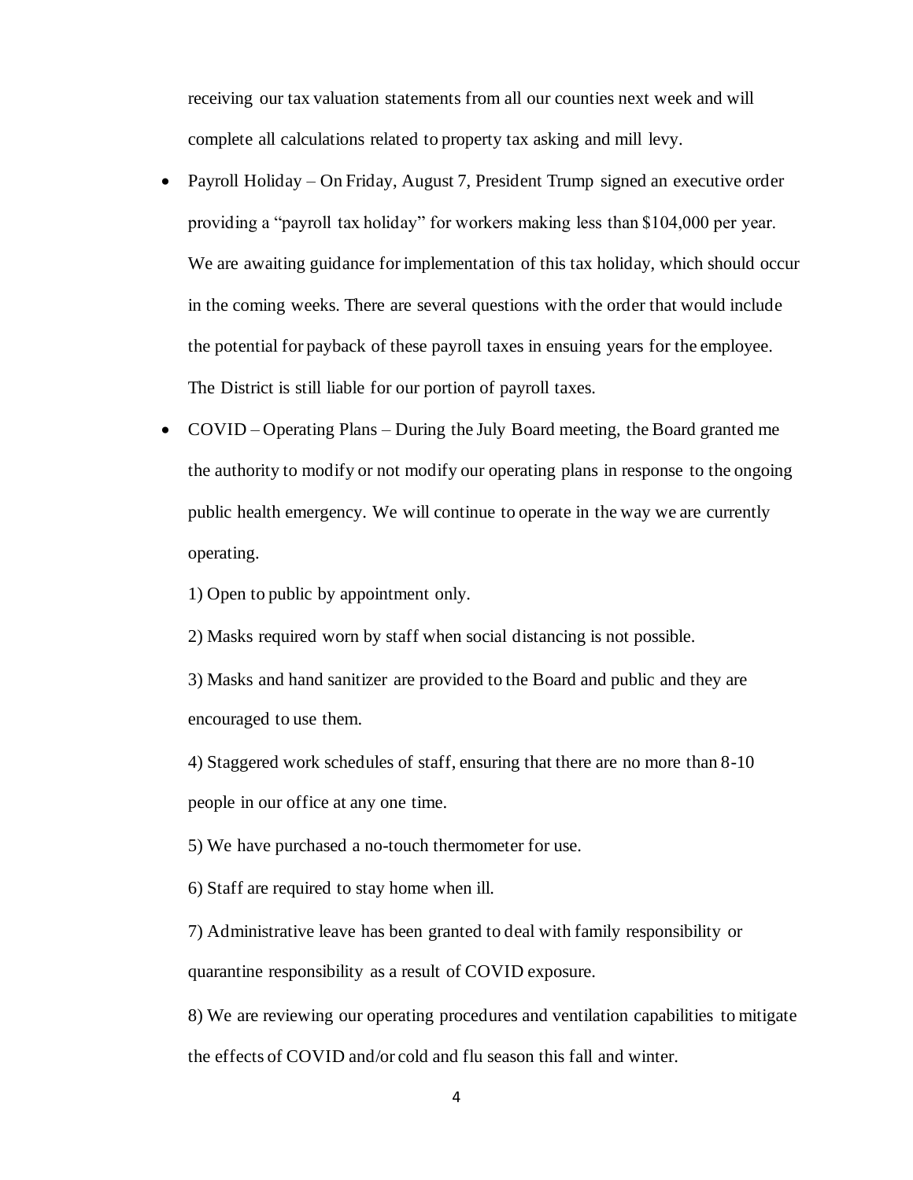receiving our tax valuation statements from all our counties next week and will complete all calculations related to property tax asking and mill levy.

- Payroll Holiday – On Friday, August 7, President Trump signed an executive order providing a "payroll tax holiday" for workers making less than $104,000 per year. We are awaiting guidance for implementation of this tax holiday, which should occur in the coming weeks. There are several questions with the order that would include the potential for payback of these payroll taxes in ensuing years for the employee. The District is still liable for our portion of payroll taxes.
- COVID – Operating Plans – During the July Board meeting, the Board granted me the authority to modify or not modify our operating plans in response to the ongoing public health emergency. We will continue to operate in the way we are currently operating.

  1) Open to public by appointment only.

  2) Masks required worn by staff when social distancing is not possible.

  3) Masks and hand sanitizer are provided to the Board and public and they are encouraged to use them.

  4) Staggered work schedules of staff, ensuring that there are no more than 8-10 people in our office at any one time.

  5) We have purchased a no-touch thermometer for use.

  6) Staff are required to stay home when ill.

  7) Administrative leave has been granted to deal with family responsibility or quarantine responsibility as a result of COVID exposure.

  8) We are reviewing our operating procedures and ventilation capabilities to mitigate the effects of COVID and/or cold and flu season this fall and winter.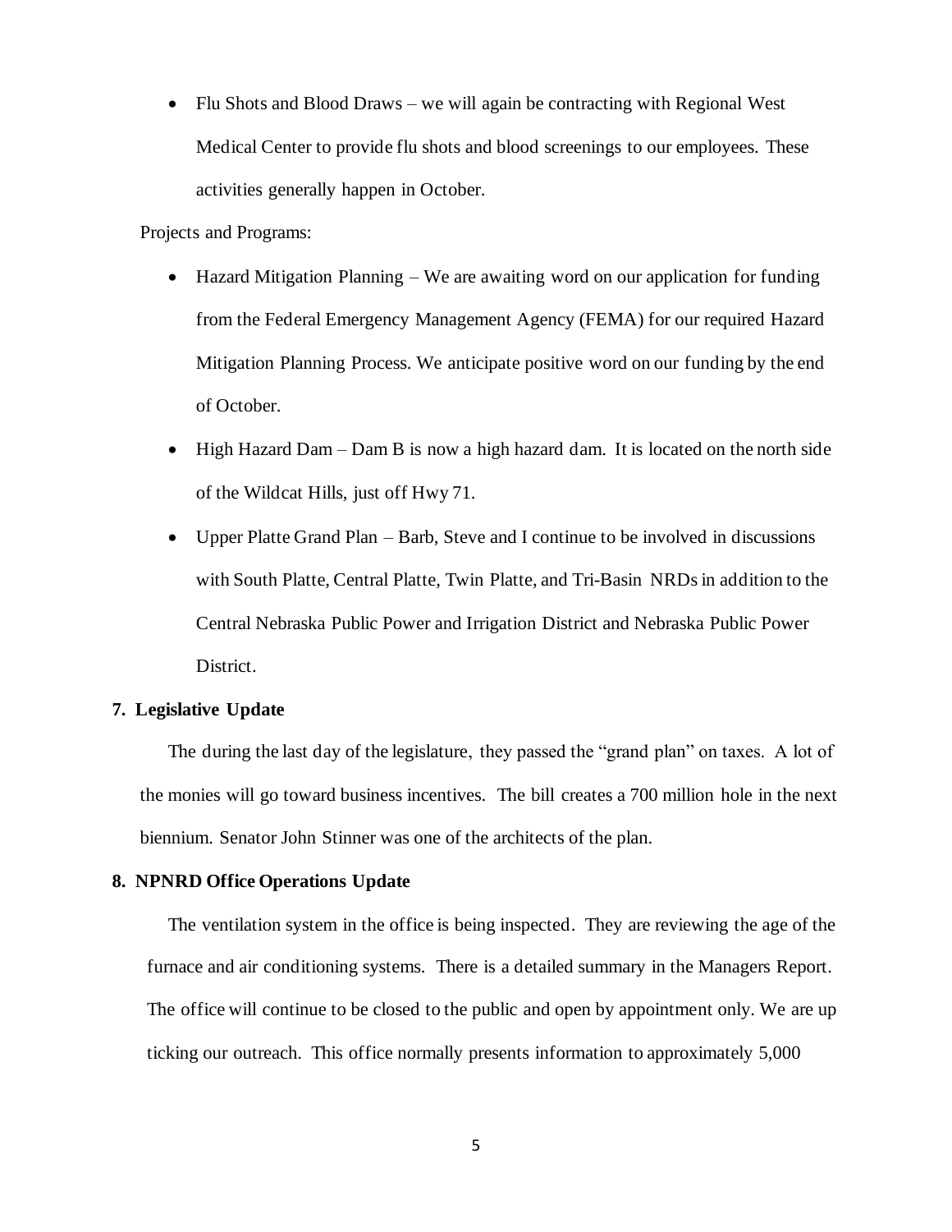- Flu Shots and Blood Draws – we will again be contracting with Regional West Medical Center to provide flu shots and blood screenings to our employees. These activities generally happen in October.

Projects and Programs:

- Hazard Mitigation Planning – We are awaiting word on our application for funding from the Federal Emergency Management Agency (FEMA) for our required Hazard Mitigation Planning Process. We anticipate positive word on our funding by the end of October.
- High Hazard Dam – Dam B is now a high hazard dam. It is located on the north side of the Wildcat Hills, just off Hwy 71.
- Upper Platte Grand Plan – Barb, Steve and I continue to be involved in discussions with South Platte, Central Platte, Twin Platte, and Tri-Basin NRDs in addition to the Central Nebraska Public Power and Irrigation District and Nebraska Public Power District.

**7. Legislative Update**

The during the last day of the legislature, they passed the "grand plan" on taxes. A lot of the monies will go toward business incentives. The bill creates a 700 million hole in the next biennium. Senator John Stinner was one of the architects of the plan.

**8. NPNRD Office Operations Update**

The ventilation system in the office is being inspected. They are reviewing the age of the furnace and air conditioning systems. There is a detailed summary in the Managers Report. The office will continue to be closed to the public and open by appointment only. We are up ticking our outreach. This office normally presents information to approximately 5,000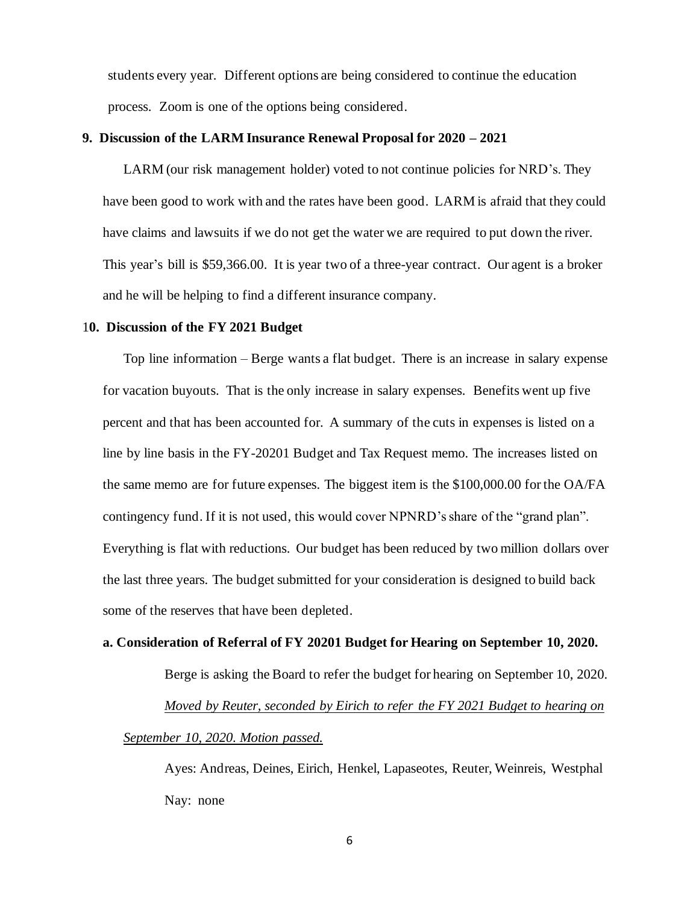students every year. Different options are being considered to continue the education process. Zoom is one of the options being considered.

**9. Discussion of the LARM Insurance Renewal Proposal for 2020 – 2021**

LARM (our risk management holder) voted to not continue policies for NRD's. They have been good to work with and the rates have been good. LARM is afraid that they could have claims and lawsuits if we do not get the water we are required to put down the river. This year's bill is $59,366.00. It is year two of a three-year contract. Our agent is a broker and he will be helping to find a different insurance company.

**10. Discussion of the FY 2021 Budget**

Top line information – Berge wants a flat budget. There is an increase in salary expense for vacation buyouts. That is the only increase in salary expenses. Benefits went up five percent and that has been accounted for. A summary of the cuts in expenses is listed on a line by line basis in the FY-20201 Budget and Tax Request memo. The increases listed on the same memo are for future expenses. The biggest item is the $100,000.00 for the OA/FA contingency fund. If it is not used, this would cover NPNRD's share of the "grand plan". Everything is flat with reductions. Our budget has been reduced by two million dollars over the last three years. The budget submitted for your consideration is designed to build back some of the reserves that have been depleted.

**a. Consideration of Referral of FY 20201 Budget for Hearing on September 10, 2020.**

Berge is asking the Board to refer the budget for hearing on September 10, 2020. *Moved by Reuter, seconded by Eirich to refer the FY 2021 Budget to hearing on September 10, 2020. Motion passed.*

Ayes: Andreas, Deines, Eirich, Henkel, Lapaseotes, Reuter, Weinreis, Westphal

Nay: none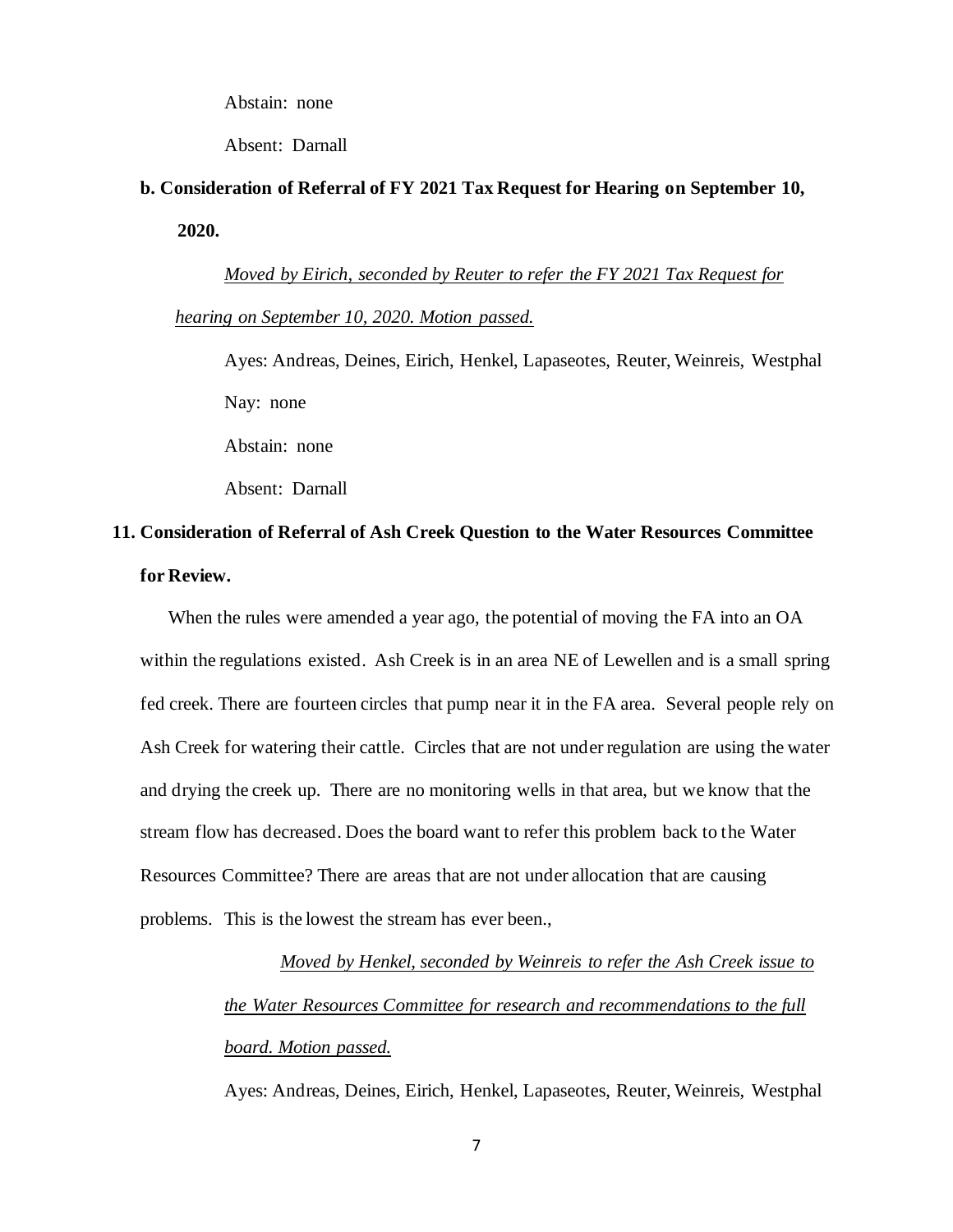Abstain: none

Absent: Darnall

**b. Consideration of Referral of FY 2021 Tax Request for Hearing on September 10, 2020.**

*Moved by Eirich, seconded by Reuter to refer the FY 2021 Tax Request for hearing on September 10, 2020. Motion passed.*

Ayes: Andreas, Deines, Eirich, Henkel, Lapaseotes, Reuter, Weinreis, Westphal

Nay: none

Abstain: none

Absent: Darnall

**11. Consideration of Referral of Ash Creek Question to the Water Resources Committee for Review.**

When the rules were amended a year ago, the potential of moving the FA into an OA within the regulations existed. Ash Creek is in an area NE of Lewellen and is a small spring fed creek. There are fourteen circles that pump near it in the FA area. Several people rely on Ash Creek for watering their cattle. Circles that are not under regulation are using the water and drying the creek up. There are no monitoring wells in that area, but we know that the stream flow has decreased. Does the board want to refer this problem back to the Water Resources Committee? There are areas that are not under allocation that are causing problems. This is the lowest the stream has ever been.,

*Moved by Henkel, seconded by Weinreis to refer the Ash Creek issue to the Water Resources Committee for research and recommendations to the full board. Motion passed.*

Ayes: Andreas, Deines, Eirich, Henkel, Lapaseotes, Reuter, Weinreis, Westphal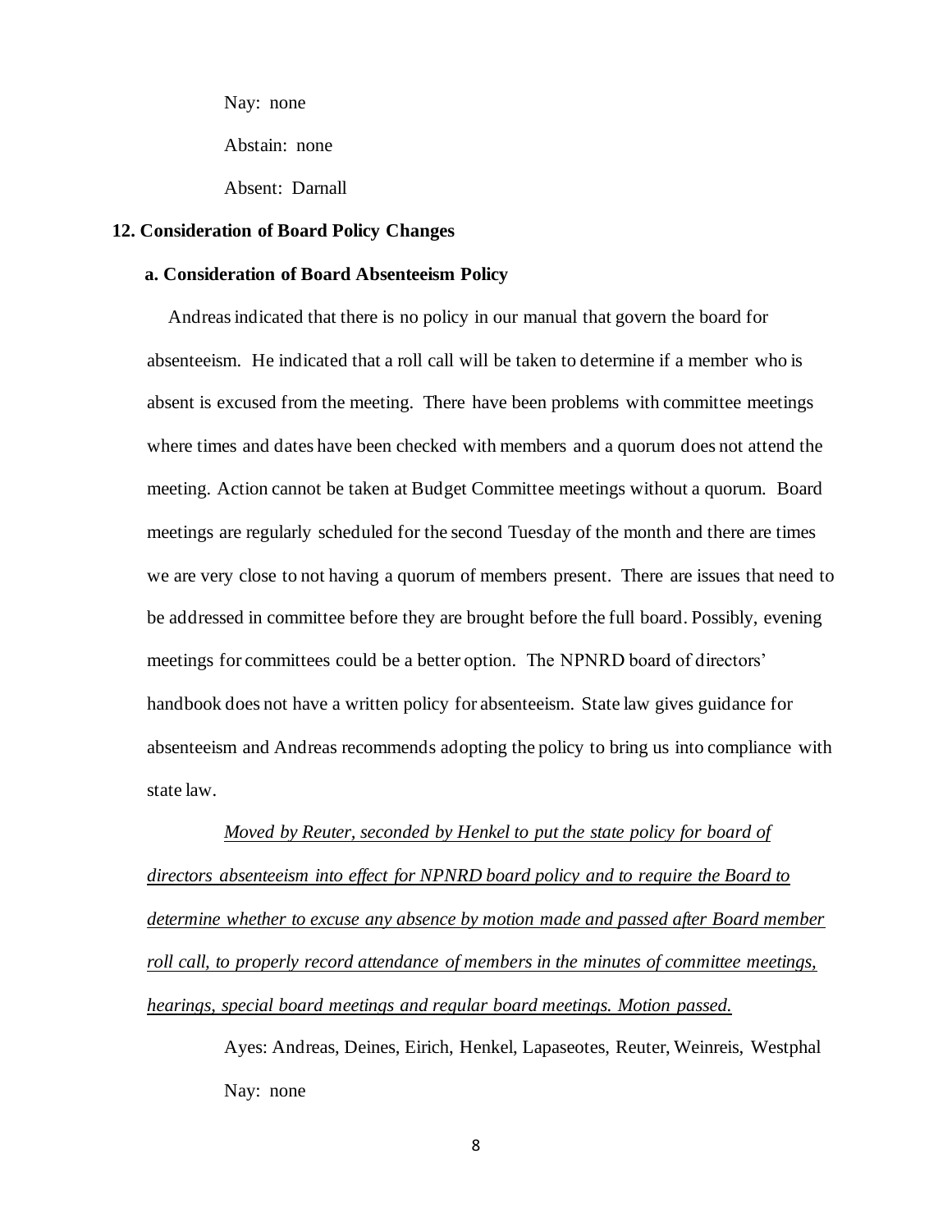Nay: none

Abstain: none

Absent: Darnall

**12. Consideration of Board Policy Changes**

**a. Consideration of Board Absenteeism Policy**

Andreas indicated that there is no policy in our manual that govern the board for absenteeism. He indicated that a roll call will be taken to determine if a member who is absent is excused from the meeting. There have been problems with committee meetings where times and dates have been checked with members and a quorum does not attend the meeting. Action cannot be taken at Budget Committee meetings without a quorum. Board meetings are regularly scheduled for the second Tuesday of the month and there are times we are very close to not having a quorum of members present. There are issues that need to be addressed in committee before they are brought before the full board. Possibly, evening meetings for committees could be a better option. The NPNRD board of directors' handbook does not have a written policy for absenteeism. State law gives guidance for absenteeism and Andreas recommends adopting the policy to bring us into compliance with state law.

*Moved by Reuter, seconded by Henkel to put the state policy for board of directors absenteeism into effect for NPNRD board policy and to require the Board to determine whether to excuse any absence by motion made and passed after Board member roll call, to properly record attendance of members in the minutes of committee meetings, hearings, special board meetings and regular board meetings. Motion passed.*

Ayes: Andreas, Deines, Eirich, Henkel, Lapaseotes, Reuter, Weinreis, Westphal

Nay: none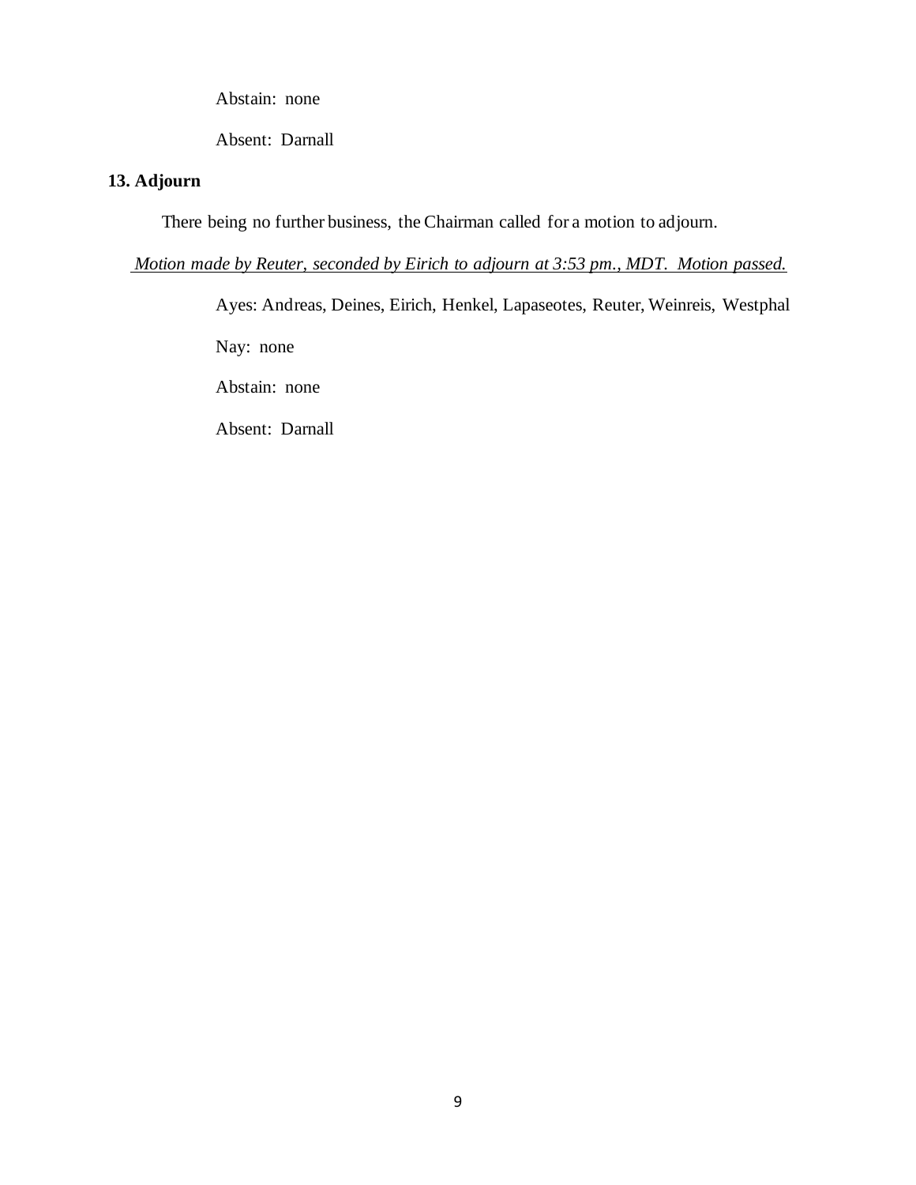Abstain: none

Absent: Darnall

## 13. Adjourn

There being no further business, the Chairman called for a motion to adjourn.

*Motion made by Reuter, seconded by Eirich to adjourn at 3:53 pm., MDT. Motion passed.*

Ayes: Andreas, Deines, Eirich, Henkel, Lapaseotes, Reuter, Weinreis, Westphal

Nay: none

Abstain: none

Absent: Darnall